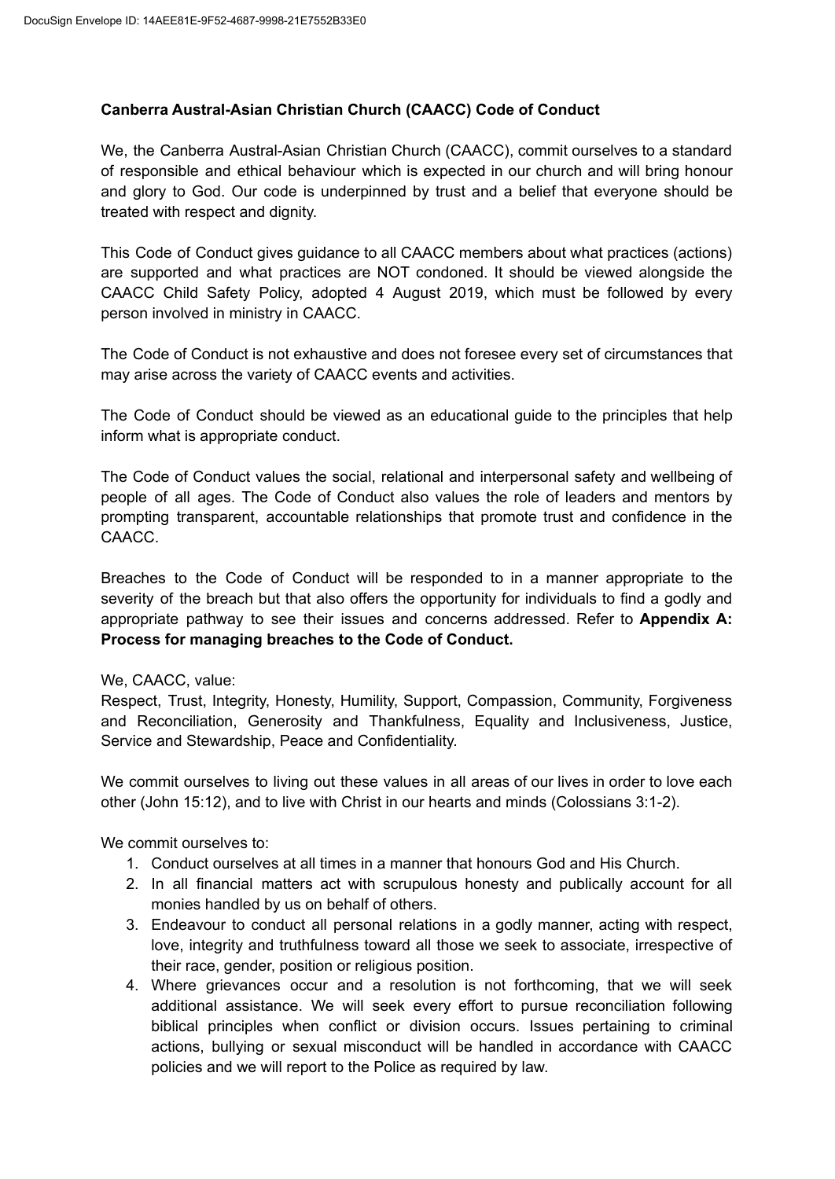**Canberra Austral-Asian Christian Church (CAACC) Code of Conduct**

We, the Canberra Austral-Asian Christian Church (CAACC), commit ourselves to a standard of responsible and ethical behaviour which is expected in our church and will bring honour and glory to God. Our code is underpinned by trust and a belief that everyone should be treated with respect and dignity.

This Code of Conduct gives guidance to all CAACC members about what practices (actions) are supported and what practices are NOT condoned. It should be viewed alongside the CAACC Child Safety Policy, adopted 4 August 2019, which must be followed by every person involved in ministry in CAACC.

The Code of Conduct is not exhaustive and does not foresee every set of circumstances that may arise across the variety of CAACC events and activities.

The Code of Conduct should be viewed as an educational guide to the principles that help inform what is appropriate conduct.

The Code of Conduct values the social, relational and interpersonal safety and wellbeing of people of all ages. The Code of Conduct also values the role of leaders and mentors by prompting transparent, accountable relationships that promote trust and confidence in the CAACC.

Breaches to the Code of Conduct will be responded to in a manner appropriate to the severity of the breach but that also offers the opportunity for individuals to find a godly and appropriate pathway to see their issues and concerns addressed. Refer to **Appendix A: Process for managing breaches to the Code of Conduct.**

We, CAACC, value:
Respect, Trust, Integrity, Honesty, Humility, Support, Compassion, Community, Forgiveness and Reconciliation, Generosity and Thankfulness, Equality and Inclusiveness, Justice, Service and Stewardship, Peace and Confidentiality.

We commit ourselves to living out these values in all areas of our lives in order to love each other (John 15:12), and to live with Christ in our hearts and minds (Colossians 3:1-2).

We commit ourselves to:

1. Conduct ourselves at all times in a manner that honours God and His Church.
2. In all financial matters act with scrupulous honesty and publically account for all monies handled by us on behalf of others.
3. Endeavour to conduct all personal relations in a godly manner, acting with respect, love, integrity and truthfulness toward all those we seek to associate, irrespective of their race, gender, position or religious position.
4. Where grievances occur and a resolution is not forthcoming, that we will seek additional assistance. We will seek every effort to pursue reconciliation following biblical principles when conflict or division occurs. Issues pertaining to criminal actions, bullying or sexual misconduct will be handled in accordance with CAACC policies and we will report to the Police as required by law.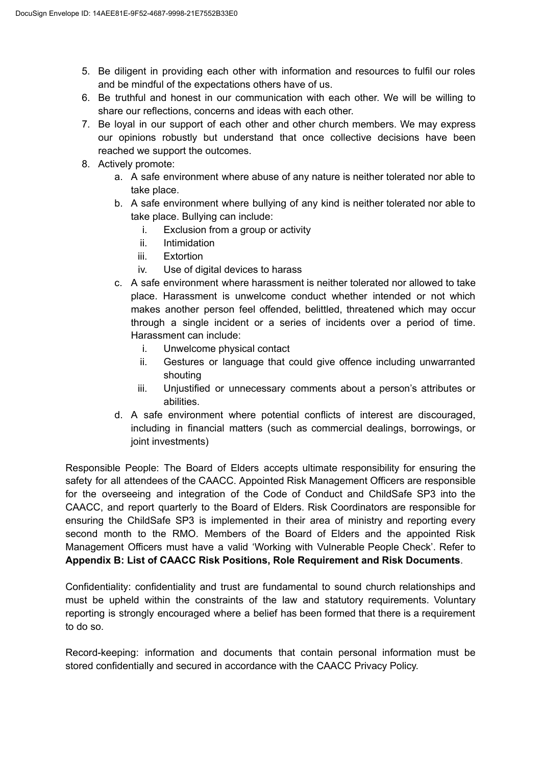5. Be diligent in providing each other with information and resources to fulfil our roles and be mindful of the expectations others have of us.
6. Be truthful and honest in our communication with each other. We will be willing to share our reflections, concerns and ideas with each other.
7. Be loyal in our support of each other and other church members. We may express our opinions robustly but understand that once collective decisions have been reached we support the outcomes.
8. Actively promote:
    a. A safe environment where abuse of any nature is neither tolerated nor able to take place.
    b. A safe environment where bullying of any kind is neither tolerated nor able to take place. Bullying can include:
        i. Exclusion from a group or activity
        ii. Intimidation
        iii. Extortion
        iv. Use of digital devices to harass
    c. A safe environment where harassment is neither tolerated nor allowed to take place. Harassment is unwelcome conduct whether intended or not which makes another person feel offended, belittled, threatened which may occur through a single incident or a series of incidents over a period of time. Harassment can include:
        i. Unwelcome physical contact
        ii. Gestures or language that could give offence including unwarranted shouting
        iii. Unjustified or unnecessary comments about a person's attributes or abilities.
    d. A safe environment where potential conflicts of interest are discouraged, including in financial matters (such as commercial dealings, borrowings, or joint investments)

Responsible People: The Board of Elders accepts ultimate responsibility for ensuring the safety for all attendees of the CAACC. Appointed Risk Management Officers are responsible for the overseeing and integration of the Code of Conduct and ChildSafe SP3 into the CAACC, and report quarterly to the Board of Elders. Risk Coordinators are responsible for ensuring the ChildSafe SP3 is implemented in their area of ministry and reporting every second month to the RMO. Members of the Board of Elders and the appointed Risk Management Officers must have a valid 'Working with Vulnerable People Check'. Refer to **Appendix B: List of CAACC Risk Positions, Role Requirement and Risk Documents**.

Confidentiality: confidentiality and trust are fundamental to sound church relationships and must be upheld within the constraints of the law and statutory requirements. Voluntary reporting is strongly encouraged where a belief has been formed that there is a requirement to do so.

Record-keeping: information and documents that contain personal information must be stored confidentially and secured in accordance with the CAACC Privacy Policy.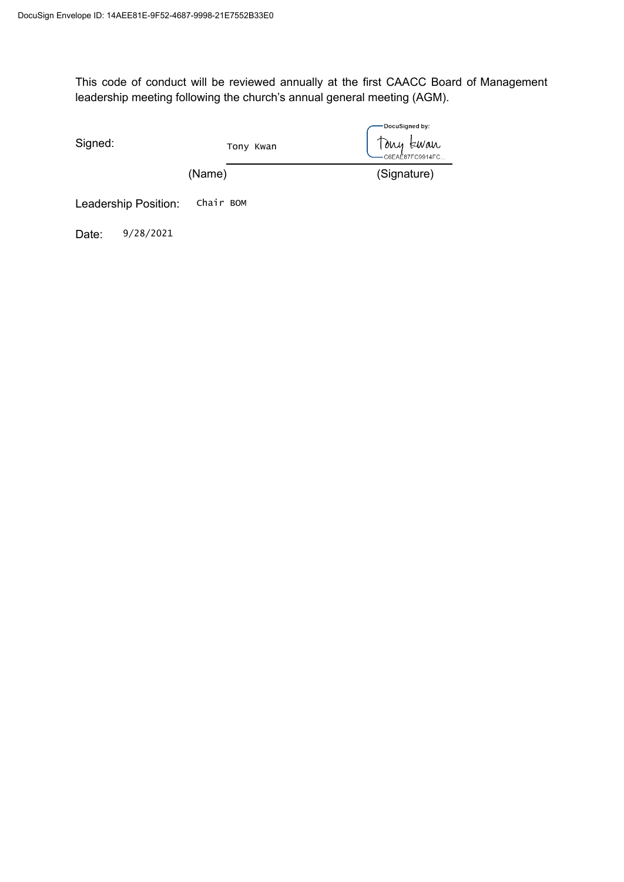This code of conduct will be reviewed annually at the first CAACC Board of Management leadership meeting following the church's annual general meeting (AGM).

Signed: Tony Kwan (Name) — DocuSigned by: Tony Kwan C6EAE87FC9914FC... (Signature)

Leadership Position: Chair BOM

Date: 9/28/2021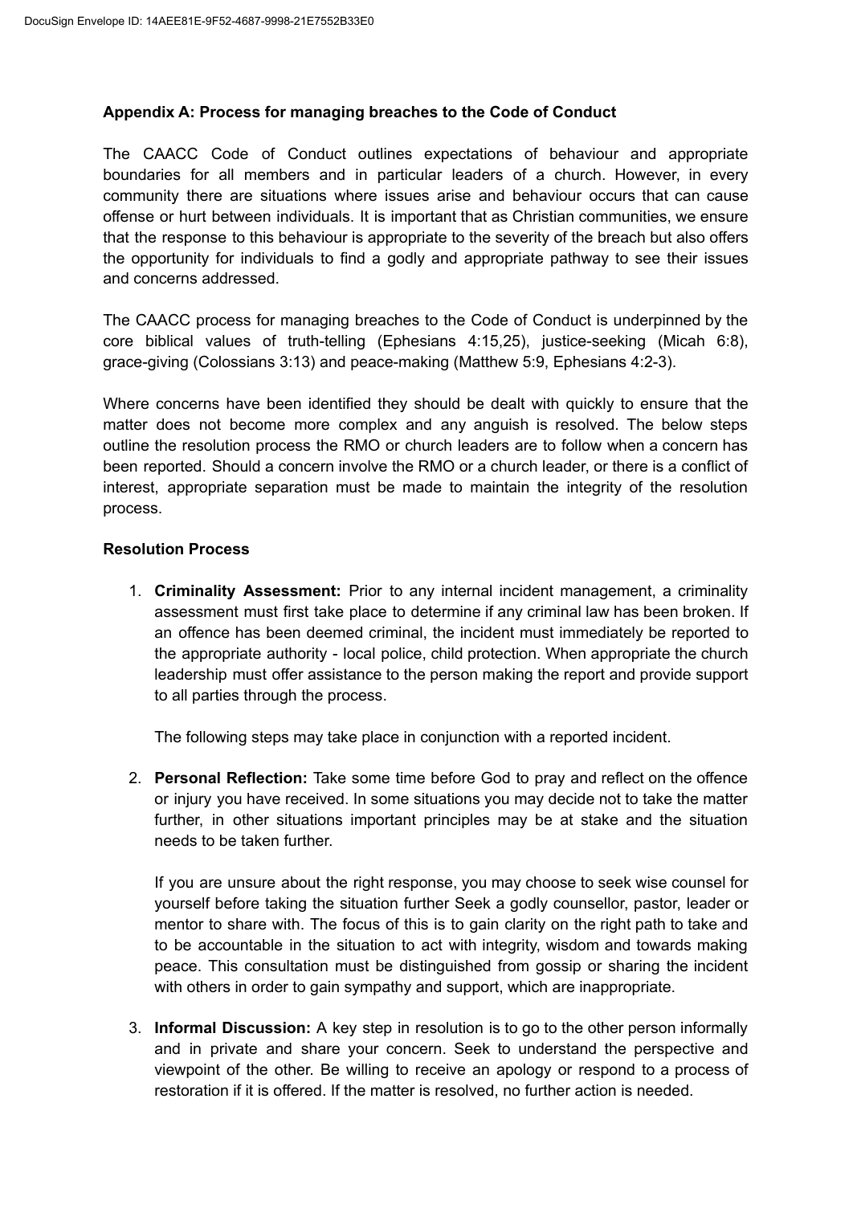**Appendix A: Process for managing breaches to the Code of Conduct**

The CAACC Code of Conduct outlines expectations of behaviour and appropriate boundaries for all members and in particular leaders of a church. However, in every community there are situations where issues arise and behaviour occurs that can cause offense or hurt between individuals. It is important that as Christian communities, we ensure that the response to this behaviour is appropriate to the severity of the breach but also offers the opportunity for individuals to find a godly and appropriate pathway to see their issues and concerns addressed.

The CAACC process for managing breaches to the Code of Conduct is underpinned by the core biblical values of truth-telling (Ephesians 4:15,25), justice-seeking (Micah 6:8), grace-giving (Colossians 3:13) and peace-making (Matthew 5:9, Ephesians 4:2-3).

Where concerns have been identified they should be dealt with quickly to ensure that the matter does not become more complex and any anguish is resolved. The below steps outline the resolution process the RMO or church leaders are to follow when a concern has been reported. Should a concern involve the RMO or a church leader, or there is a conflict of interest, appropriate separation must be made to maintain the integrity of the resolution process.

**Resolution Process**

1. **Criminality Assessment:** Prior to any internal incident management, a criminality assessment must first take place to determine if any criminal law has been broken. If an offence has been deemed criminal, the incident must immediately be reported to the appropriate authority - local police, child protection. When appropriate the church leadership must offer assistance to the person making the report and provide support to all parties through the process.

   The following steps may take place in conjunction with a reported incident.

2. **Personal Reflection:** Take some time before God to pray and reflect on the offence or injury you have received. In some situations you may decide not to take the matter further, in other situations important principles may be at stake and the situation needs to be taken further.

   If you are unsure about the right response, you may choose to seek wise counsel for yourself before taking the situation further Seek a godly counsellor, pastor, leader or mentor to share with. The focus of this is to gain clarity on the right path to take and to be accountable in the situation to act with integrity, wisdom and towards making peace. This consultation must be distinguished from gossip or sharing the incident with others in order to gain sympathy and support, which are inappropriate.

3. **Informal Discussion:** A key step in resolution is to go to the other person informally and in private and share your concern. Seek to understand the perspective and viewpoint of the other. Be willing to receive an apology or respond to a process of restoration if it is offered. If the matter is resolved, no further action is needed.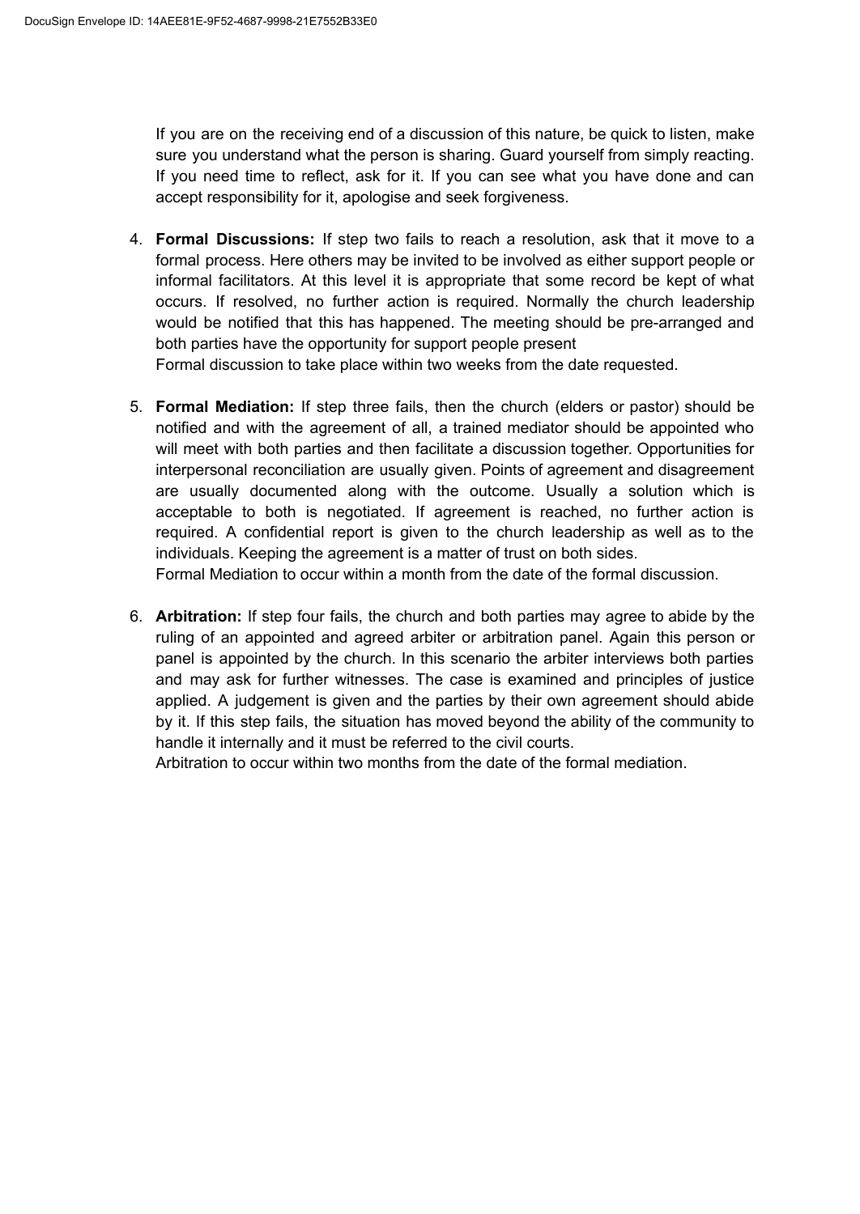If you are on the receiving end of a discussion of this nature, be quick to listen, make sure you understand what the person is sharing. Guard yourself from simply reacting. If you need time to reflect, ask for it. If you can see what you have done and can accept responsibility for it, apologise and seek forgiveness.

4. **Formal Discussions:** If step two fails to reach a resolution, ask that it move to a formal process. Here others may be invited to be involved as either support people or informal facilitators. At this level it is appropriate that some record be kept of what occurs. If resolved, no further action is required. Normally the church leadership would be notified that this has happened. The meeting should be pre-arranged and both parties have the opportunity for support people present
   Formal discussion to take place within two weeks from the date requested.

5. **Formal Mediation:** If step three fails, then the church (elders or pastor) should be notified and with the agreement of all, a trained mediator should be appointed who will meet with both parties and then facilitate a discussion together. Opportunities for interpersonal reconciliation are usually given. Points of agreement and disagreement are usually documented along with the outcome. Usually a solution which is acceptable to both is negotiated. If agreement is reached, no further action is required. A confidential report is given to the church leadership as well as to the individuals. Keeping the agreement is a matter of trust on both sides.
   Formal Mediation to occur within a month from the date of the formal discussion.

6. **Arbitration:** If step four fails, the church and both parties may agree to abide by the ruling of an appointed and agreed arbiter or arbitration panel. Again this person or panel is appointed by the church. In this scenario the arbiter interviews both parties and may ask for further witnesses. The case is examined and principles of justice applied. A judgement is given and the parties by their own agreement should abide by it. If this step fails, the situation has moved beyond the ability of the community to handle it internally and it must be referred to the civil courts.
   Arbitration to occur within two months from the date of the formal mediation.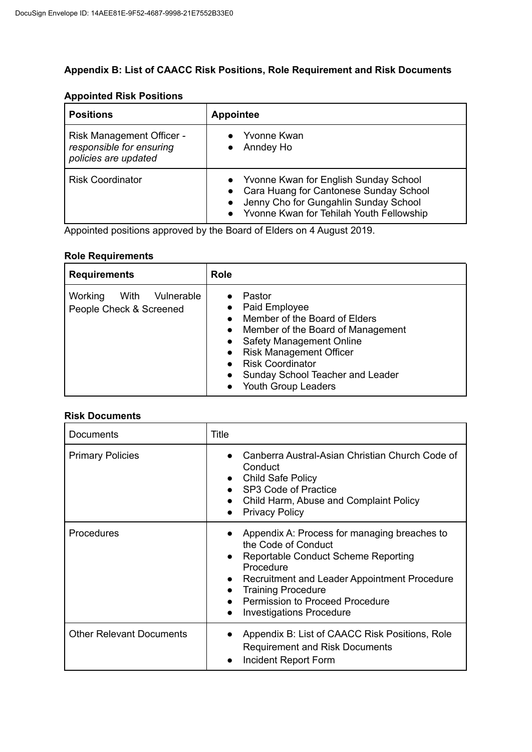## Appendix B: List of CAACC Risk Positions, Role Requirement and Risk Documents

### Appointed Risk Positions

| Positions | Appointee |
|---|---|
| Risk Management Officer - *responsible for ensuring policies are updated* | • Yvonne Kwan<br>• Anndey Ho |
| Risk Coordinator | • Yvonne Kwan for English Sunday School<br>• Cara Huang for Cantonese Sunday School<br>• Jenny Cho for Gungahlin Sunday School<br>• Yvonne Kwan for Tehilah Youth Fellowship |

Appointed positions approved by the Board of Elders on 4 August 2019.

### Role Requirements

| Requirements | Role |
|---|---|
| Working With Vulnerable People Check & Screened | • Pastor<br>• Paid Employee<br>• Member of the Board of Elders<br>• Member of the Board of Management<br>• Safety Management Online<br>• Risk Management Officer<br>• Risk Coordinator<br>• Sunday School Teacher and Leader<br>• Youth Group Leaders |

### Risk Documents

| Documents | Title |
|---|---|
| Primary Policies | • Canberra Austral-Asian Christian Church Code of Conduct<br>• Child Safe Policy<br>• SP3 Code of Practice<br>• Child Harm, Abuse and Complaint Policy<br>• Privacy Policy |
| Procedures | • Appendix A: Process for managing breaches to the Code of Conduct<br>• Reportable Conduct Scheme Reporting Procedure<br>• Recruitment and Leader Appointment Procedure<br>• Training Procedure<br>• Permission to Proceed Procedure<br>• Investigations Procedure |
| Other Relevant Documents | • Appendix B: List of CAACC Risk Positions, Role Requirement and Risk Documents<br>• Incident Report Form |